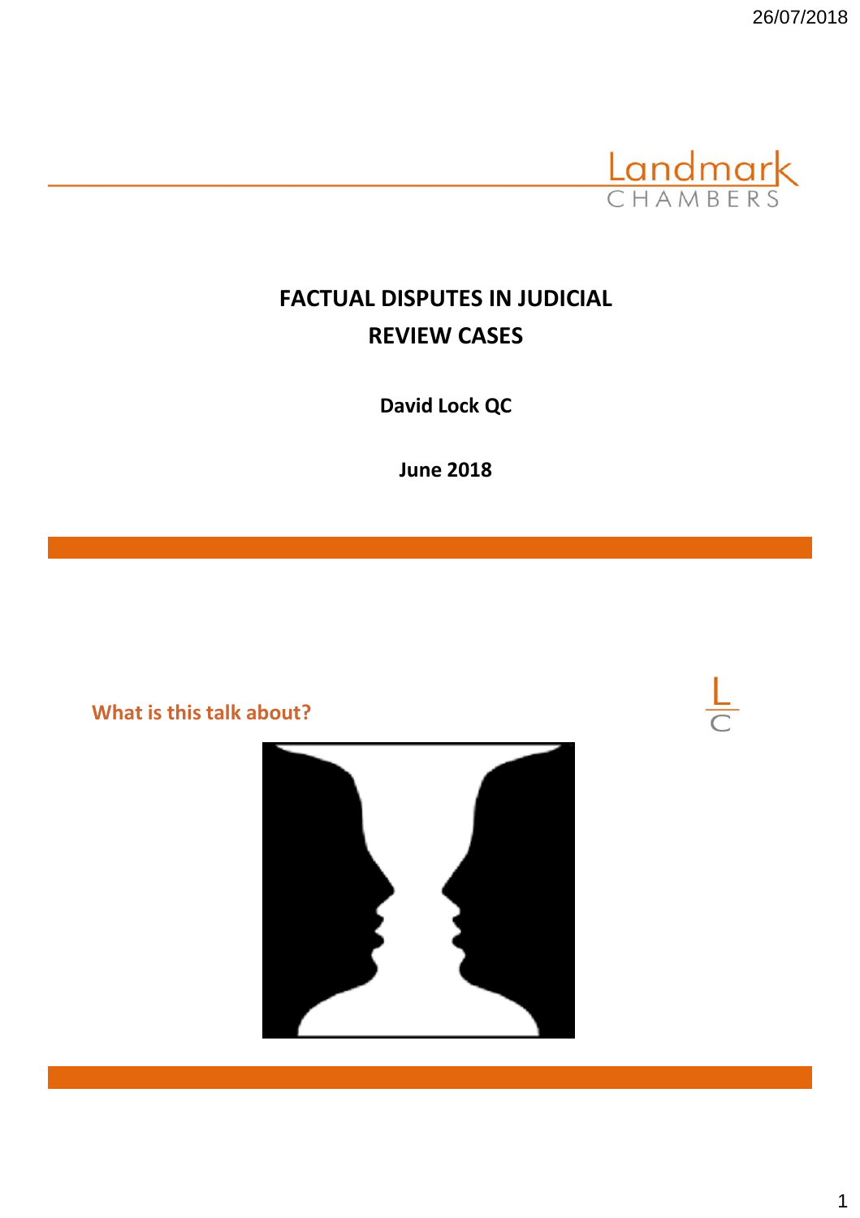Landmark CHAMBERS

# FACTUAL DISPUTES IN JUDICIAL REVIEW CASES

**David Lock QC**

**June 2018**

## What is this talk about?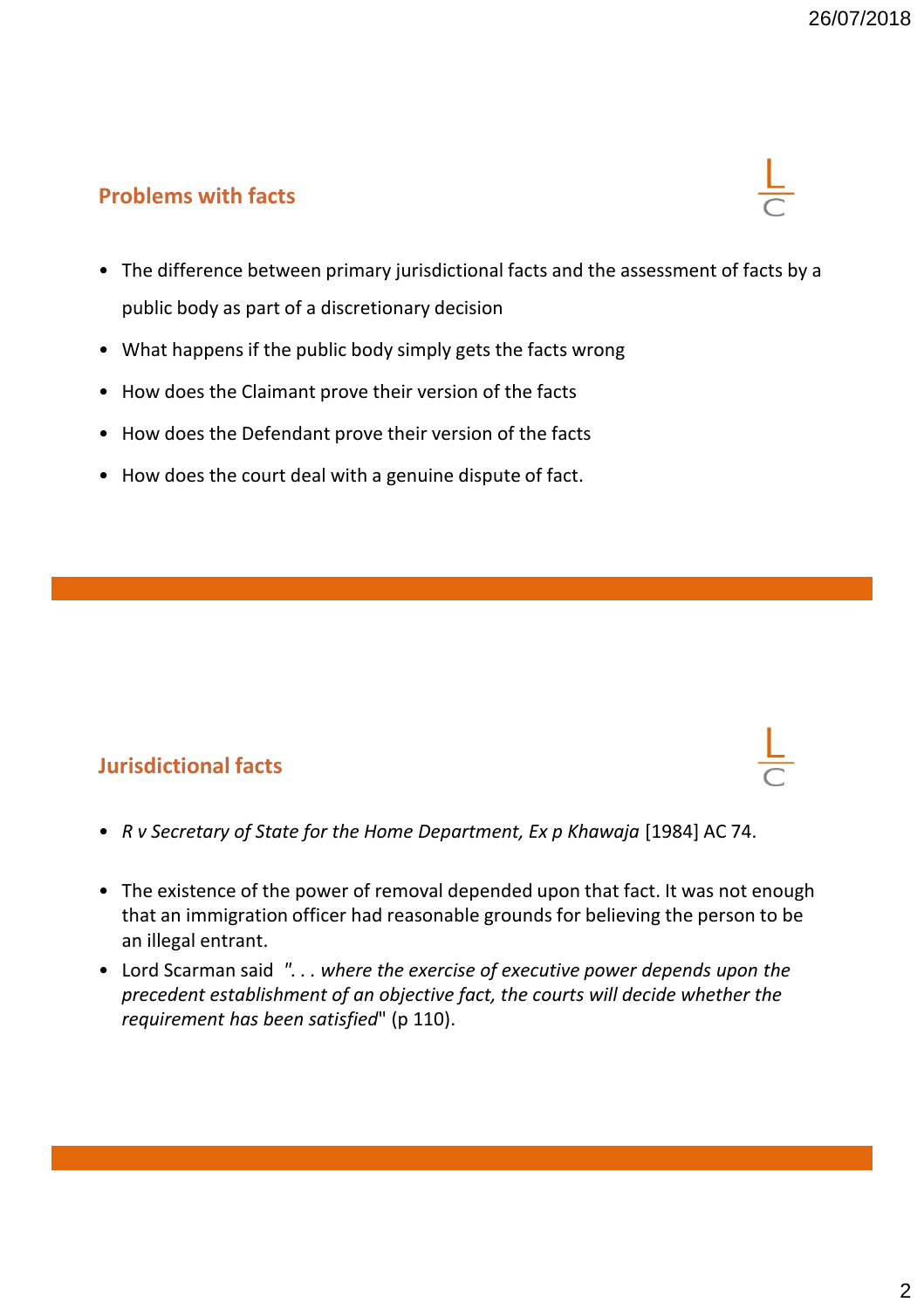## Problems with facts

- The difference between primary jurisdictional facts and the assessment of facts by a public body as part of a discretionary decision
- What happens if the public body simply gets the facts wrong
- How does the Claimant prove their version of the facts
- How does the Defendant prove their version of the facts
- How does the court deal with a genuine dispute of fact.

## Jurisdictional facts

- *R v Secretary of State for the Home Department, Ex p Khawaja* [1984] AC 74.

- The existence of the power of removal depended upon that fact. It was not enough that an immigration officer had reasonable grounds for believing the person to be an illegal entrant.
- Lord Scarman said *". . . where the exercise of executive power depends upon the precedent establishment of an objective fact, the courts will decide whether the requirement has been satisfied*" (p 110).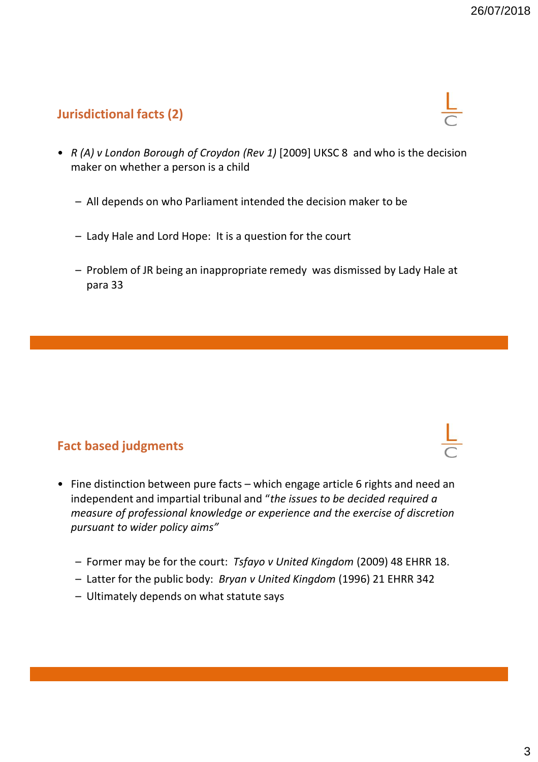## Jurisdictional facts (2)

- *R (A) v London Borough of Croydon (Rev 1)* [2009] UKSC 8 and who is the decision maker on whether a person is a child
  - All depends on who Parliament intended the decision maker to be
  - Lady Hale and Lord Hope: It is a question for the court
  - Problem of JR being an inappropriate remedy was dismissed by Lady Hale at para 33

## Fact based judgments

- Fine distinction between pure facts – which engage article 6 rights and need an independent and impartial tribunal and "*the issues to be decided required a measure of professional knowledge or experience and the exercise of discretion pursuant to wider policy aims"*
  - Former may be for the court: *Tsfayo v United Kingdom* (2009) 48 EHRR 18.
  - Latter for the public body: *Bryan v United Kingdom* (1996) 21 EHRR 342
  - Ultimately depends on what statute says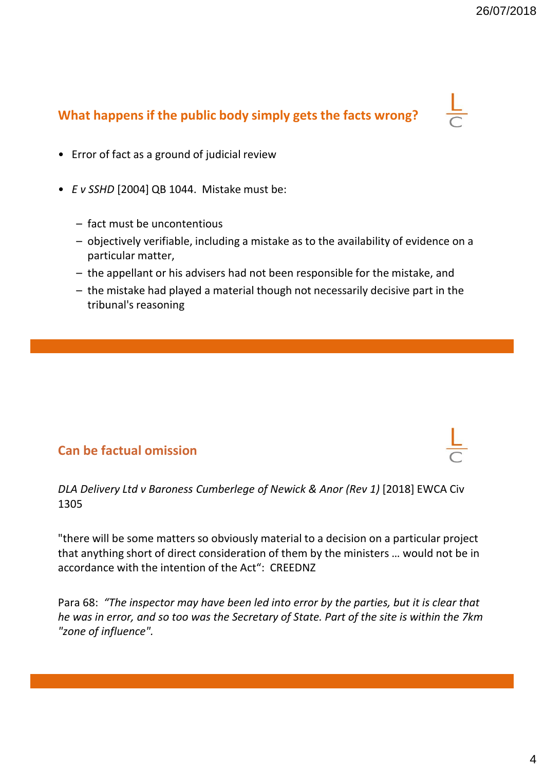## What happens if the public body simply gets the facts wrong?

- Error of fact as a ground of judicial review
- *E v SSHD* [2004] QB 1044. Mistake must be:
  - fact must be uncontentious
  - objectively verifiable, including a mistake as to the availability of evidence on a particular matter,
  - the appellant or his advisers had not been responsible for the mistake, and
  - the mistake had played a material though not necessarily decisive part in the tribunal's reasoning

## Can be factual omission

*DLA Delivery Ltd v Baroness Cumberlege of Newick & Anor (Rev 1)* [2018] EWCA Civ 1305

"there will be some matters so obviously material to a decision on a particular project that anything short of direct consideration of them by the ministers … would not be in accordance with the intention of the Act": CREEDNZ

Para 68: *"The inspector may have been led into error by the parties, but it is clear that he was in error, and so too was the Secretary of State. Part of the site is within the 7km "zone of influence".*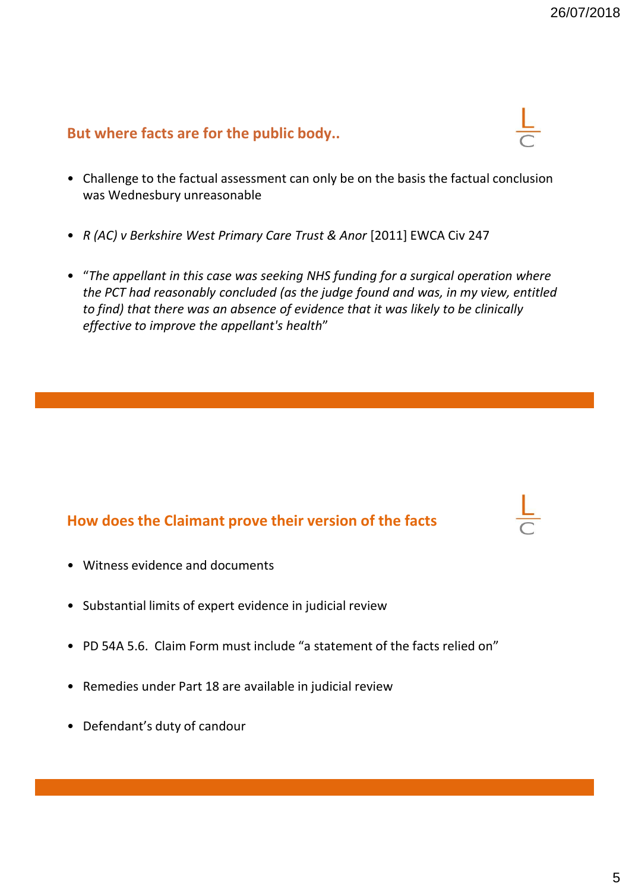## But where facts are for the public body..

- Challenge to the factual assessment can only be on the basis the factual conclusion was Wednesbury unreasonable
- *R (AC) v Berkshire West Primary Care Trust & Anor* [2011] EWCA Civ 247
- “*The appellant in this case was seeking NHS funding for a surgical operation where the PCT had reasonably concluded (as the judge found and was, in my view, entitled to find) that there was an absence of evidence that it was likely to be clinically effective to improve the appellant's health*”

## How does the Claimant prove their version of the facts

- Witness evidence and documents
- Substantial limits of expert evidence in judicial review
- PD 54A 5.6. Claim Form must include “a statement of the facts relied on”
- Remedies under Part 18 are available in judicial review
- Defendant’s duty of candour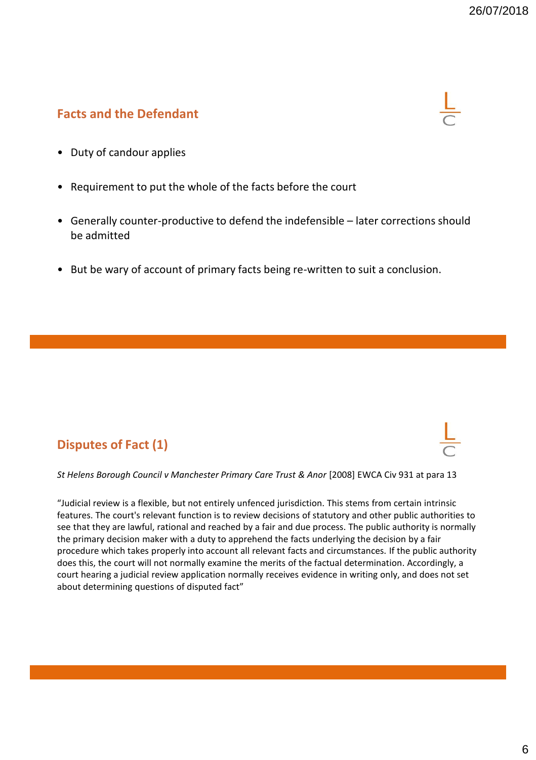## Facts and the Defendant

- Duty of candour applies
- Requirement to put the whole of the facts before the court
- Generally counter-productive to defend the indefensible – later corrections should be admitted
- But be wary of account of primary facts being re-written to suit a conclusion.

## Disputes of Fact (1)

*St Helens Borough Council v Manchester Primary Care Trust & Anor* [2008] EWCA Civ 931 at para 13

"Judicial review is a flexible, but not entirely unfenced jurisdiction. This stems from certain intrinsic features. The court's relevant function is to review decisions of statutory and other public authorities to see that they are lawful, rational and reached by a fair and due process. The public authority is normally the primary decision maker with a duty to apprehend the facts underlying the decision by a fair procedure which takes properly into account all relevant facts and circumstances. If the public authority does this, the court will not normally examine the merits of the factual determination. Accordingly, a court hearing a judicial review application normally receives evidence in writing only, and does not set about determining questions of disputed fact"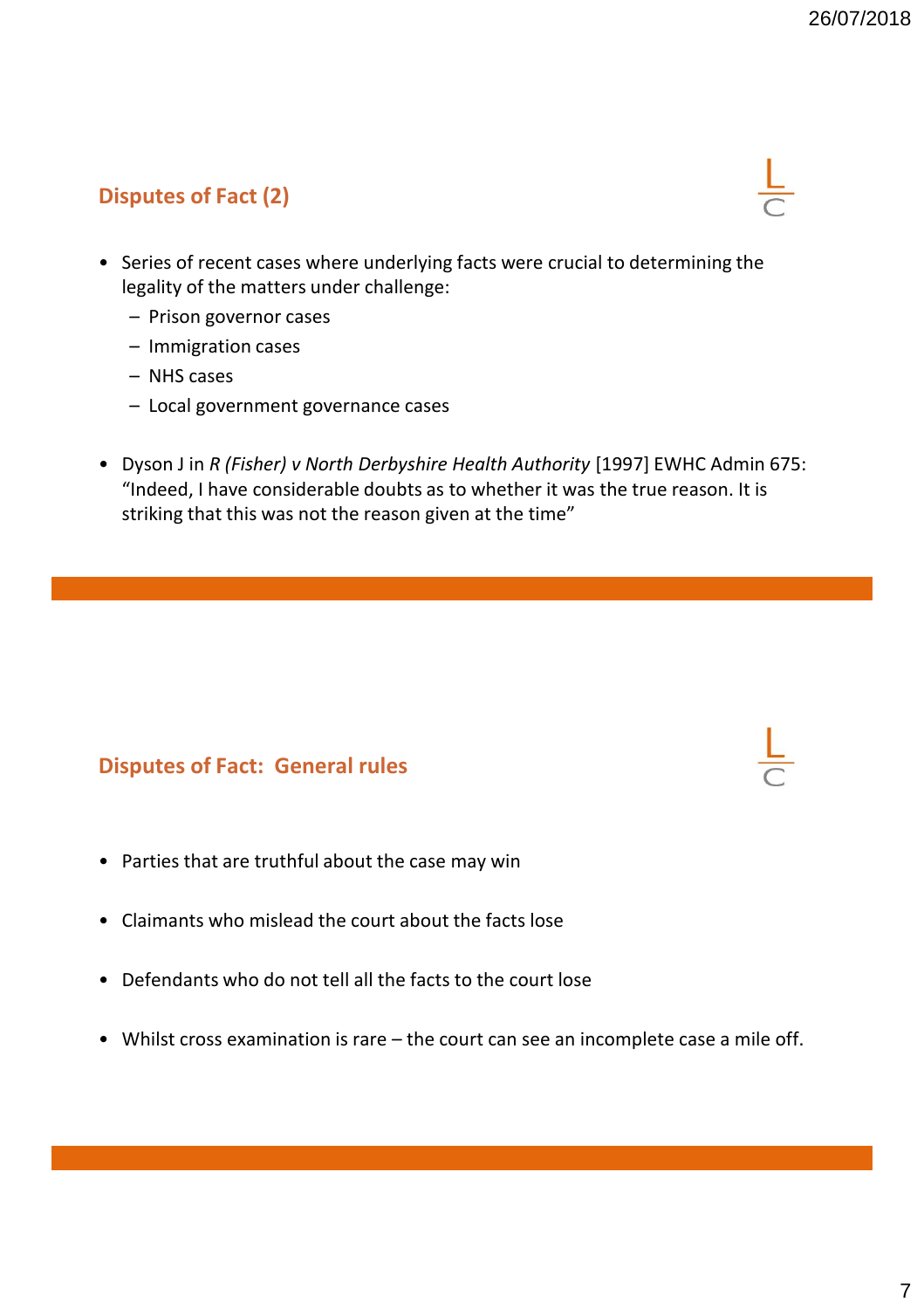## Disputes of Fact (2)

- Series of recent cases where underlying facts were crucial to determining the legality of the matters under challenge:
  - Prison governor cases
  - Immigration cases
  - NHS cases
  - Local government governance cases

- Dyson J in *R (Fisher) v North Derbyshire Health Authority* [1997] EWHC Admin 675: "Indeed, I have considerable doubts as to whether it was the true reason. It is striking that this was not the reason given at the time"

## Disputes of Fact: General rules

- Parties that are truthful about the case may win

- Claimants who mislead the court about the facts lose

- Defendants who do not tell all the facts to the court lose

- Whilst cross examination is rare – the court can see an incomplete case a mile off.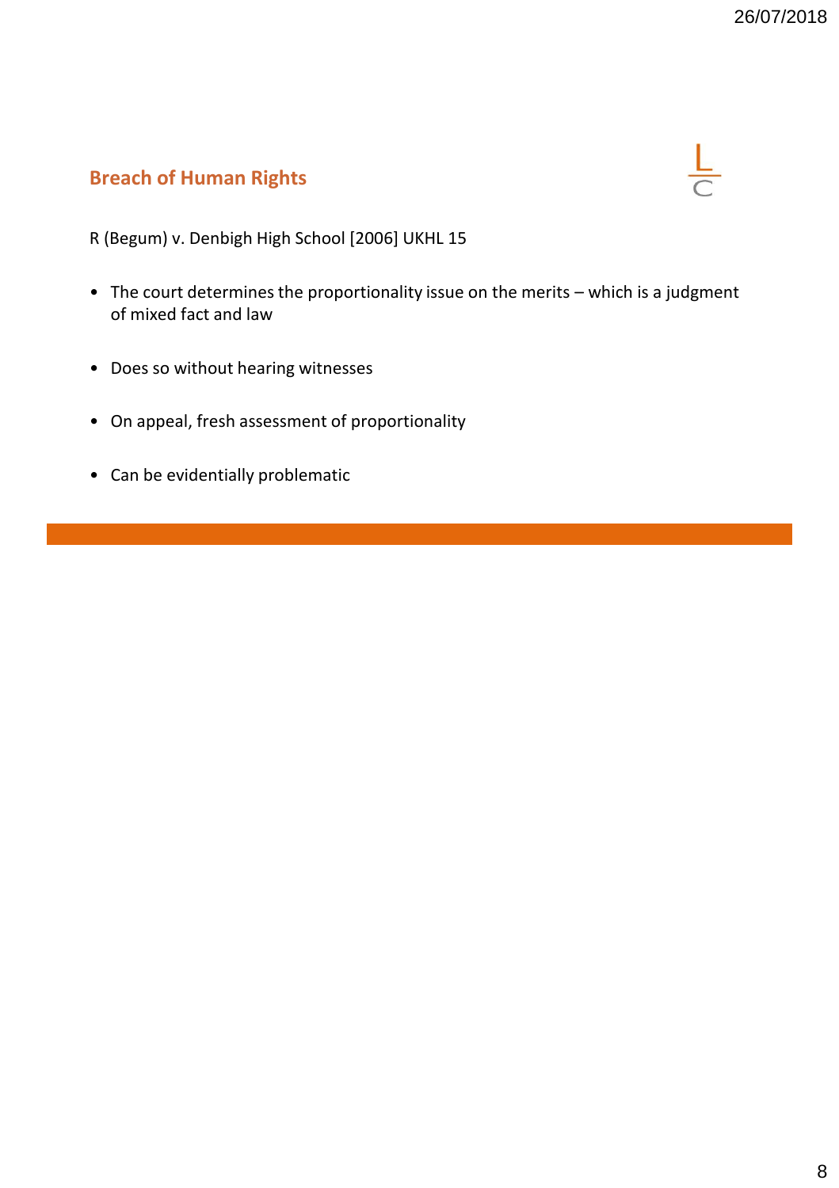## Breach of Human Rights

R (Begum) v. Denbigh High School [2006] UKHL 15

- The court determines the proportionality issue on the merits – which is a judgment of mixed fact and law
- Does so without hearing witnesses
- On appeal, fresh assessment of proportionality
- Can be evidentially problematic